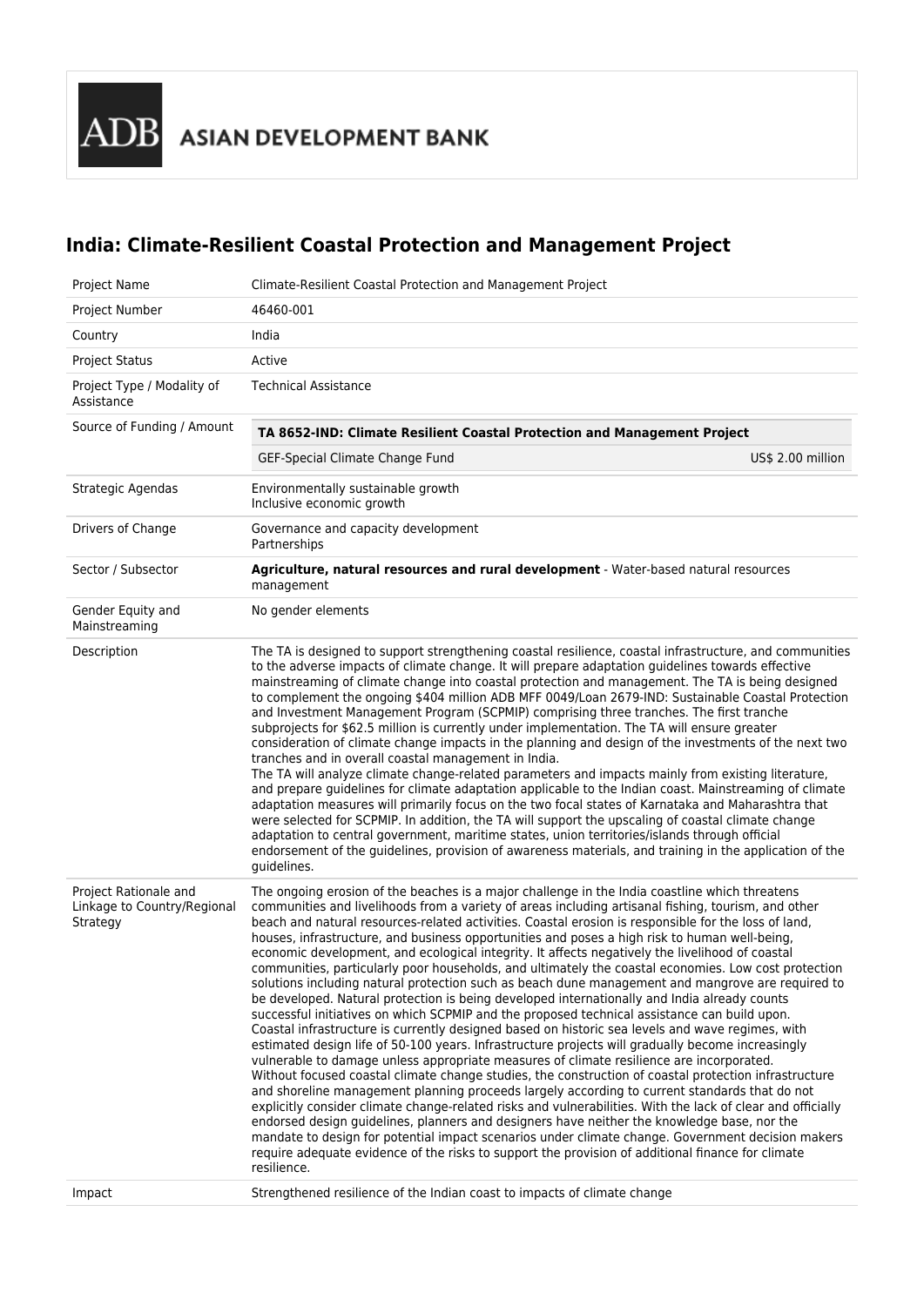ADB ASIAN DEVELOPMENT BANK

# India: Climate-Resilient Coastal Protection and Management Project

| | |
|---|---|
| Project Name | Climate-Resilient Coastal Protection and Management Project |
| Project Number | 46460-001 |
| Country | India |
| Project Status | Active |
| Project Type / Modality of Assistance | Technical Assistance |
| Source of Funding / Amount | **TA 8652-IND: Climate Resilient Coastal Protection and Management Project**<br>GEF-Special Climate Change Fund US$ 2.00 million |
| Strategic Agendas | Environmentally sustainable growth<br>Inclusive economic growth |
| Drivers of Change | Governance and capacity development<br>Partnerships |
| Sector / Subsector | **Agriculture, natural resources and rural development** - Water-based natural resources management |
| Gender Equity and Mainstreaming | No gender elements |
| Description | The TA is designed to support strengthening coastal resilience, coastal infrastructure, and communities to the adverse impacts of climate change. It will prepare adaptation guidelines towards effective mainstreaming of climate change into coastal protection and management. The TA is being designed to complement the ongoing $404 million ADB MFF 0049/Loan 2679-IND: Sustainable Coastal Protection and Investment Management Program (SCPMIP) comprising three tranches. The first tranche subprojects for $62.5 million is currently under implementation. The TA will ensure greater consideration of climate change impacts in the planning and design of the investments of the next two tranches and in overall coastal management in India.<br>The TA will analyze climate change-related parameters and impacts mainly from existing literature, and prepare guidelines for climate adaptation applicable to the Indian coast. Mainstreaming of climate adaptation measures will primarily focus on the two focal states of Karnataka and Maharashtra that were selected for SCPMIP. In addition, the TA will support the upscaling of coastal climate change adaptation to central government, maritime states, union territories/islands through official endorsement of the guidelines, provision of awareness materials, and training in the application of the guidelines. |
| Project Rationale and Linkage to Country/Regional Strategy | The ongoing erosion of the beaches is a major challenge in the India coastline which threatens communities and livelihoods from a variety of areas including artisanal fishing, tourism, and other beach and natural resources-related activities. Coastal erosion is responsible for the loss of land, houses, infrastructure, and business opportunities and poses a high risk to human well-being, economic development, and ecological integrity. It affects negatively the livelihood of coastal communities, particularly poor households, and ultimately the coastal economies. Low cost protection solutions including natural protection such as beach dune management and mangrove are required to be developed. Natural protection is being developed internationally and India already counts successful initiatives on which SCPMIP and the proposed technical assistance can build upon.<br>Coastal infrastructure is currently designed based on historic sea levels and wave regimes, with estimated design life of 50-100 years. Infrastructure projects will gradually become increasingly vulnerable to damage unless appropriate measures of climate resilience are incorporated.<br>Without focused coastal climate change studies, the construction of coastal protection infrastructure and shoreline management planning proceeds largely according to current standards that do not explicitly consider climate change-related risks and vulnerabilities. With the lack of clear and officially endorsed design guidelines, planners and designers have neither the knowledge base, nor the mandate to design for potential impact scenarios under climate change. Government decision makers require adequate evidence of the risks to support the provision of additional finance for climate resilience. |
| Impact | Strengthened resilience of the Indian coast to impacts of climate change |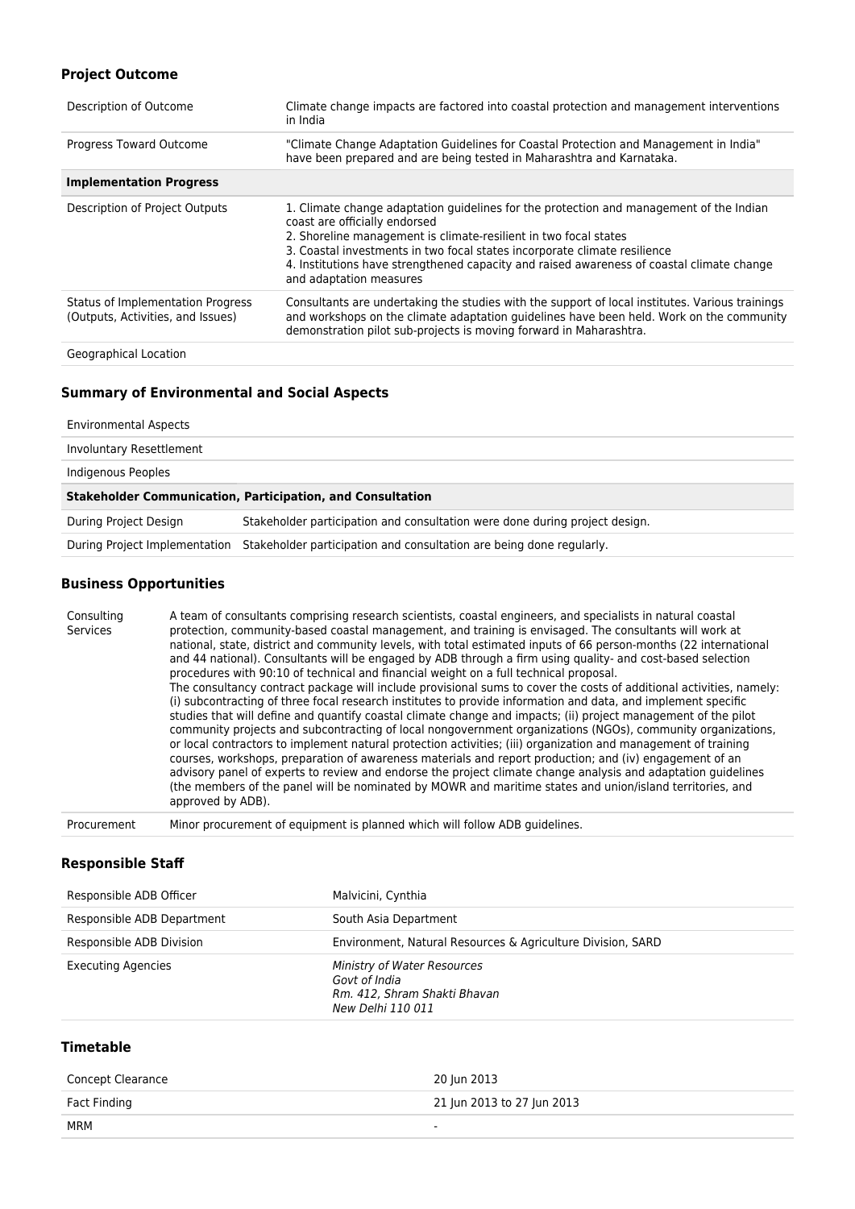### Project Outcome

| | |
|---|---|
| Description of Outcome | Climate change impacts are factored into coastal protection and management interventions in India |
| Progress Toward Outcome | "Climate Change Adaptation Guidelines for Coastal Protection and Management in India" have been prepared and are being tested in Maharashtra and Karnataka. |
| **Implementation Progress** | |
| Description of Project Outputs | 1. Climate change adaptation guidelines for the protection and management of the Indian coast are officially endorsed<br>2. Shoreline management is climate-resilient in two focal states<br>3. Coastal investments in two focal states incorporate climate resilience<br>4. Institutions have strengthened capacity and raised awareness of coastal climate change and adaptation measures |
| Status of Implementation Progress (Outputs, Activities, and Issues) | Consultants are undertaking the studies with the support of local institutes. Various trainings and workshops on the climate adaptation guidelines have been held. Work on the community demonstration pilot sub-projects is moving forward in Maharashtra. |
| Geographical Location | |

### Summary of Environmental and Social Aspects

| | |
|---|---|
| Environmental Aspects | |
| Involuntary Resettlement | |
| Indigenous Peoples | |
| **Stakeholder Communication, Participation, and Consultation** | |
| During Project Design | Stakeholder participation and consultation were done during project design. |
| During Project Implementation | Stakeholder participation and consultation are being done regularly. |

### Business Opportunities

| | |
|---|---|
| Consulting Services | A team of consultants comprising research scientists, coastal engineers, and specialists in natural coastal protection, community-based coastal management, and training is envisaged. The consultants will work at national, state, district and community levels, with total estimated inputs of 66 person-months (22 international and 44 national). Consultants will be engaged by ADB through a firm using quality- and cost-based selection procedures with 90:10 of technical and financial weight on a full technical proposal.<br>The consultancy contract package will include provisional sums to cover the costs of additional activities, namely: (i) subcontracting of three focal research institutes to provide information and data, and implement specific studies that will define and quantify coastal climate change and impacts; (ii) project management of the pilot community projects and subcontracting of local nongovernment organizations (NGOs), community organizations, or local contractors to implement natural protection activities; (iii) organization and management of training courses, workshops, preparation of awareness materials and report production; and (iv) engagement of an advisory panel of experts to review and endorse the project climate change analysis and adaptation guidelines (the members of the panel will be nominated by MOWR and maritime states and union/island territories, and approved by ADB). |
| Procurement | Minor procurement of equipment is planned which will follow ADB guidelines. |

### Responsible Staff

| | |
|---|---|
| Responsible ADB Officer | Malvicini, Cynthia |
| Responsible ADB Department | South Asia Department |
| Responsible ADB Division | Environment, Natural Resources & Agriculture Division, SARD |
| Executing Agencies | *Ministry of Water Resources*<br>*Govt of India*<br>*Rm. 412, Shram Shakti Bhavan*<br>*New Delhi 110 011* |

### Timetable

| | |
|---|---|
| Concept Clearance | 20 Jun 2013 |
| Fact Finding | 21 Jun 2013 to 27 Jun 2013 |
| MRM | - |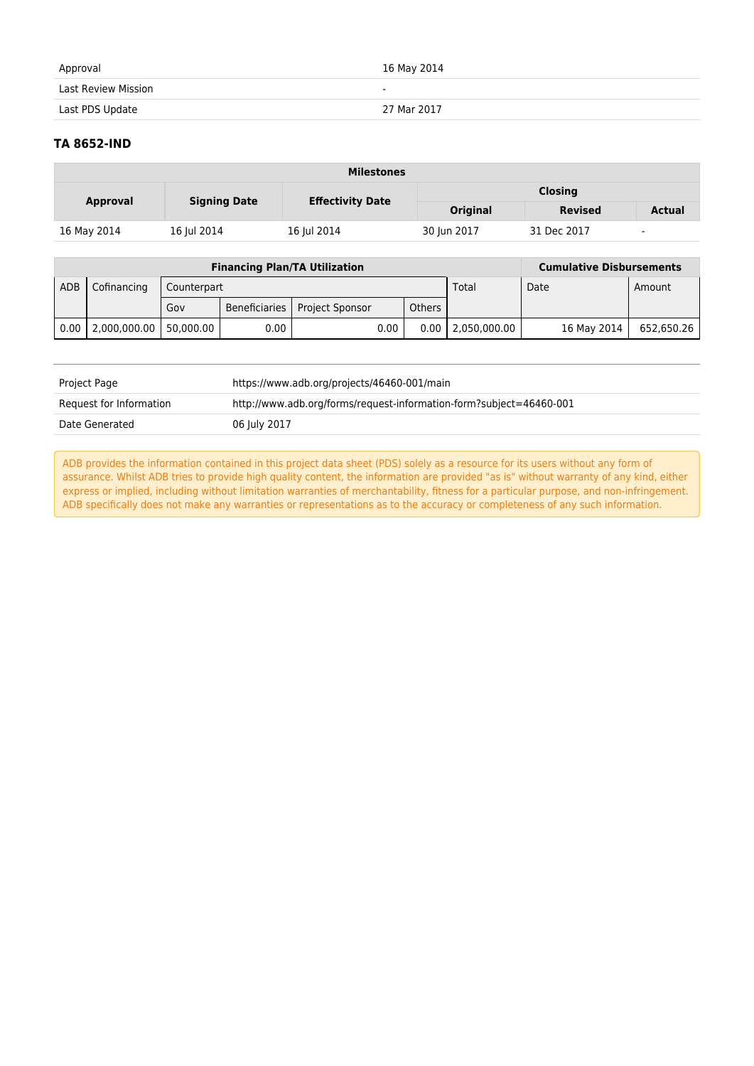| | |
|---|---|
| Approval | 16 May 2014 |
| Last Review Mission | - |
| Last PDS Update | 27 Mar 2017 |

### TA 8652-IND

| Milestones | | | | | |
|---|---|---|---|---|---|
| Approval | Signing Date | Effectivity Date | Closing | | |
| | | | Original | Revised | Actual |
| 16 May 2014 | 16 Jul 2014 | 16 Jul 2014 | 30 Jun 2017 | 31 Dec 2017 | - |

| Financing Plan/TA Utilization | | | | | | | | Cumulative Disbursements | |
|---|---|---|---|---|---|---|---|---|---|
| ADB | Cofinancing | Counterpart | | | | Total | | Date | Amount |
| | | Gov | Beneficiaries | Project Sponsor | Others | | | | |
| 0.00 | 2,000,000.00 | 50,000.00 | 0.00 | 0.00 | 0.00 | 2,050,000.00 | | 16 May 2014 | 652,650.26 |

| | |
|---|---|
| Project Page | https://www.adb.org/projects/46460-001/main |
| Request for Information | http://www.adb.org/forms/request-information-form?subject=46460-001 |
| Date Generated | 06 July 2017 |

ADB provides the information contained in this project data sheet (PDS) solely as a resource for its users without any form of assurance. Whilst ADB tries to provide high quality content, the information are provided "as is" without warranty of any kind, either express or implied, including without limitation warranties of merchantability, fitness for a particular purpose, and non-infringement. ADB specifically does not make any warranties or representations as to the accuracy or completeness of any such information.